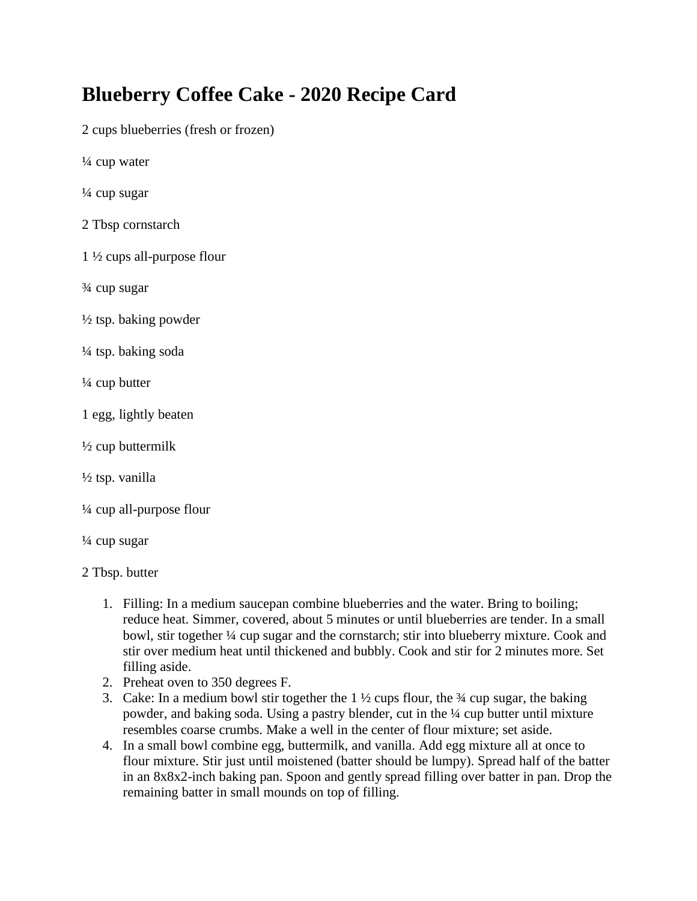# Blueberry Coffee Cake - 2020 Recipe Card

2 cups blueberries (fresh or frozen)

¼ cup water

¼ cup sugar

2 Tbsp cornstarch

1 ½ cups all-purpose flour

¾ cup sugar

½ tsp. baking powder

¼ tsp. baking soda

¼ cup butter

1 egg, lightly beaten

½ cup buttermilk

½ tsp. vanilla

¼ cup all-purpose flour

¼ cup sugar

2 Tbsp. butter

1. Filling: In a medium saucepan combine blueberries and the water. Bring to boiling; reduce heat. Simmer, covered, about 5 minutes or until blueberries are tender. In a small bowl, stir together ¼ cup sugar and the cornstarch; stir into blueberry mixture. Cook and stir over medium heat until thickened and bubbly. Cook and stir for 2 minutes more. Set filling aside.
2. Preheat oven to 350 degrees F.
3. Cake: In a medium bowl stir together the 1 ½ cups flour, the ¾ cup sugar, the baking powder, and baking soda. Using a pastry blender, cut in the ¼ cup butter until mixture resembles coarse crumbs. Make a well in the center of flour mixture; set aside.
4. In a small bowl combine egg, buttermilk, and vanilla. Add egg mixture all at once to flour mixture. Stir just until moistened (batter should be lumpy). Spread half of the batter in an 8x8x2-inch baking pan. Spoon and gently spread filling over batter in pan. Drop the remaining batter in small mounds on top of filling.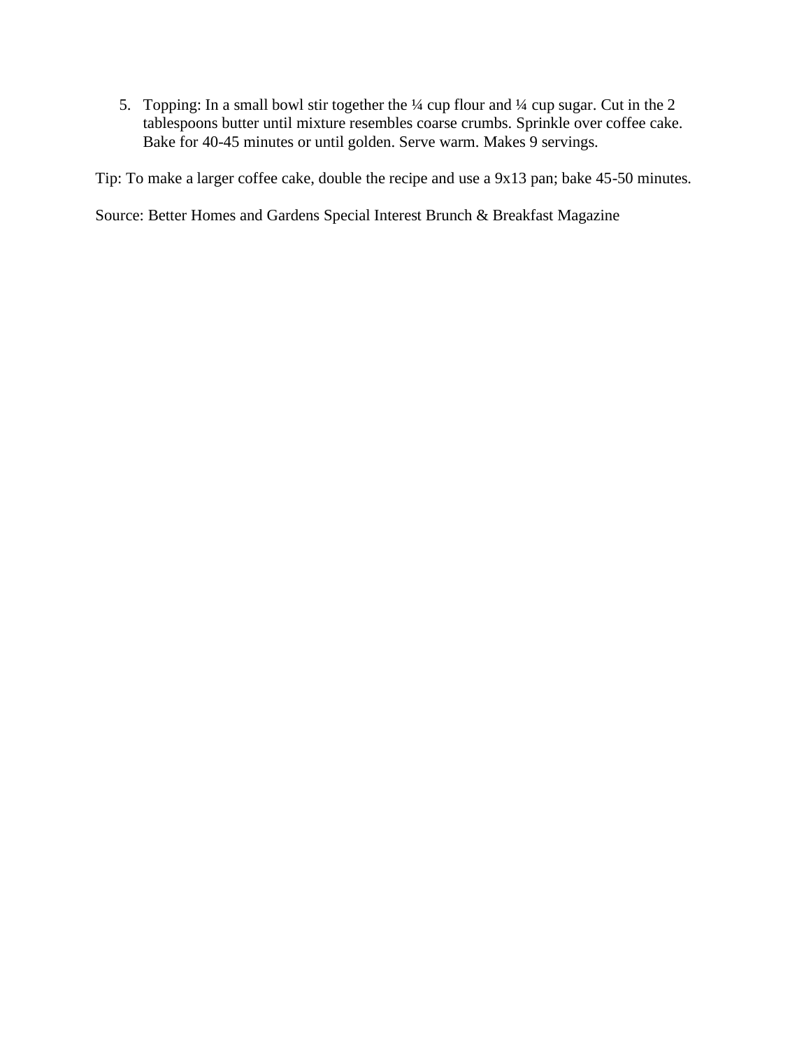5. Topping: In a small bowl stir together the ¼ cup flour and ¼ cup sugar. Cut in the 2 tablespoons butter until mixture resembles coarse crumbs. Sprinkle over coffee cake. Bake for 40-45 minutes or until golden. Serve warm. Makes 9 servings.

Tip: To make a larger coffee cake, double the recipe and use a 9x13 pan; bake 45-50 minutes.

Source: Better Homes and Gardens Special Interest Brunch & Breakfast Magazine